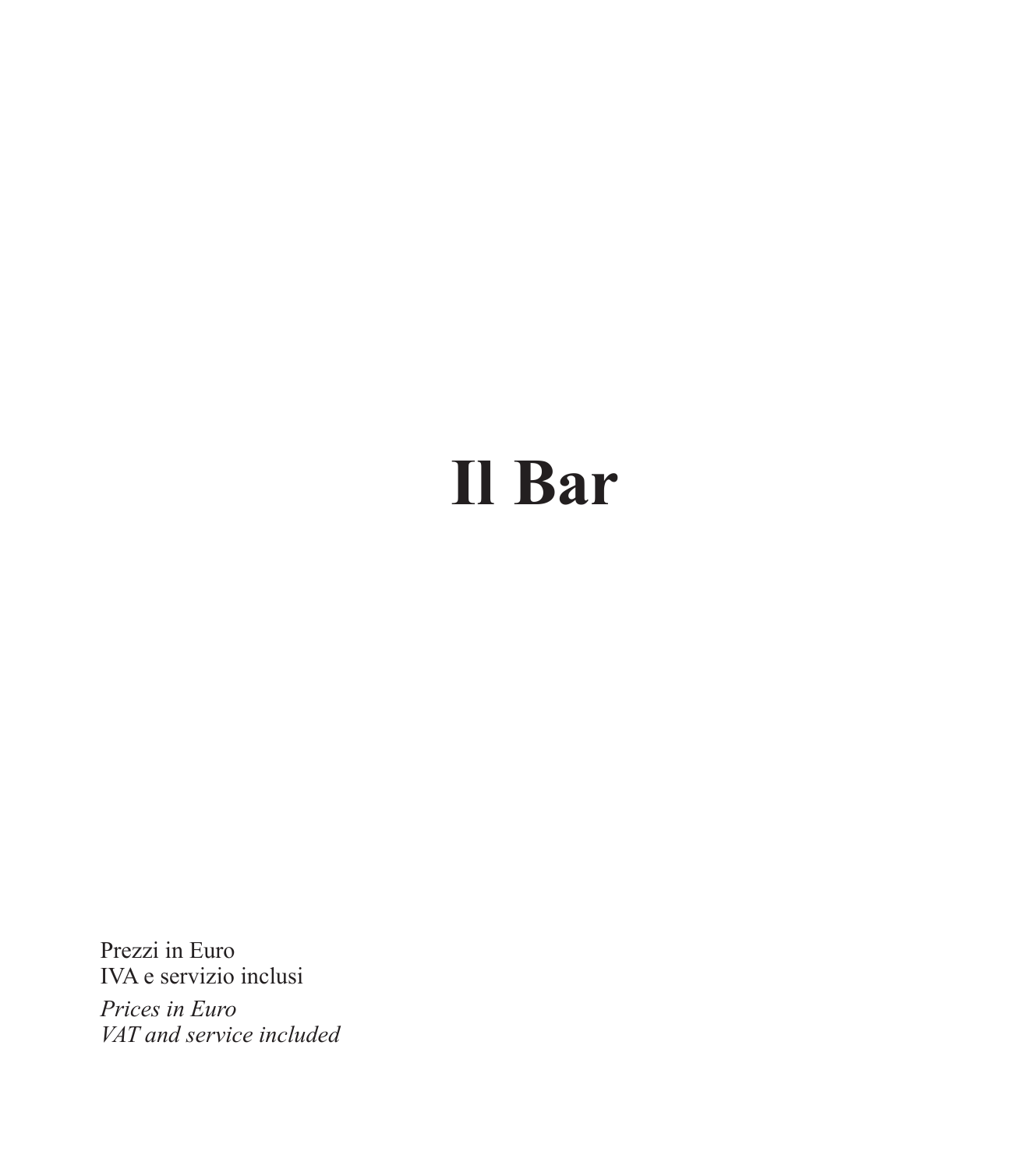# Il Bar

Prezzi in Euro
IVA e servizio inclusi

*Prices in Euro*
*VAT and service included*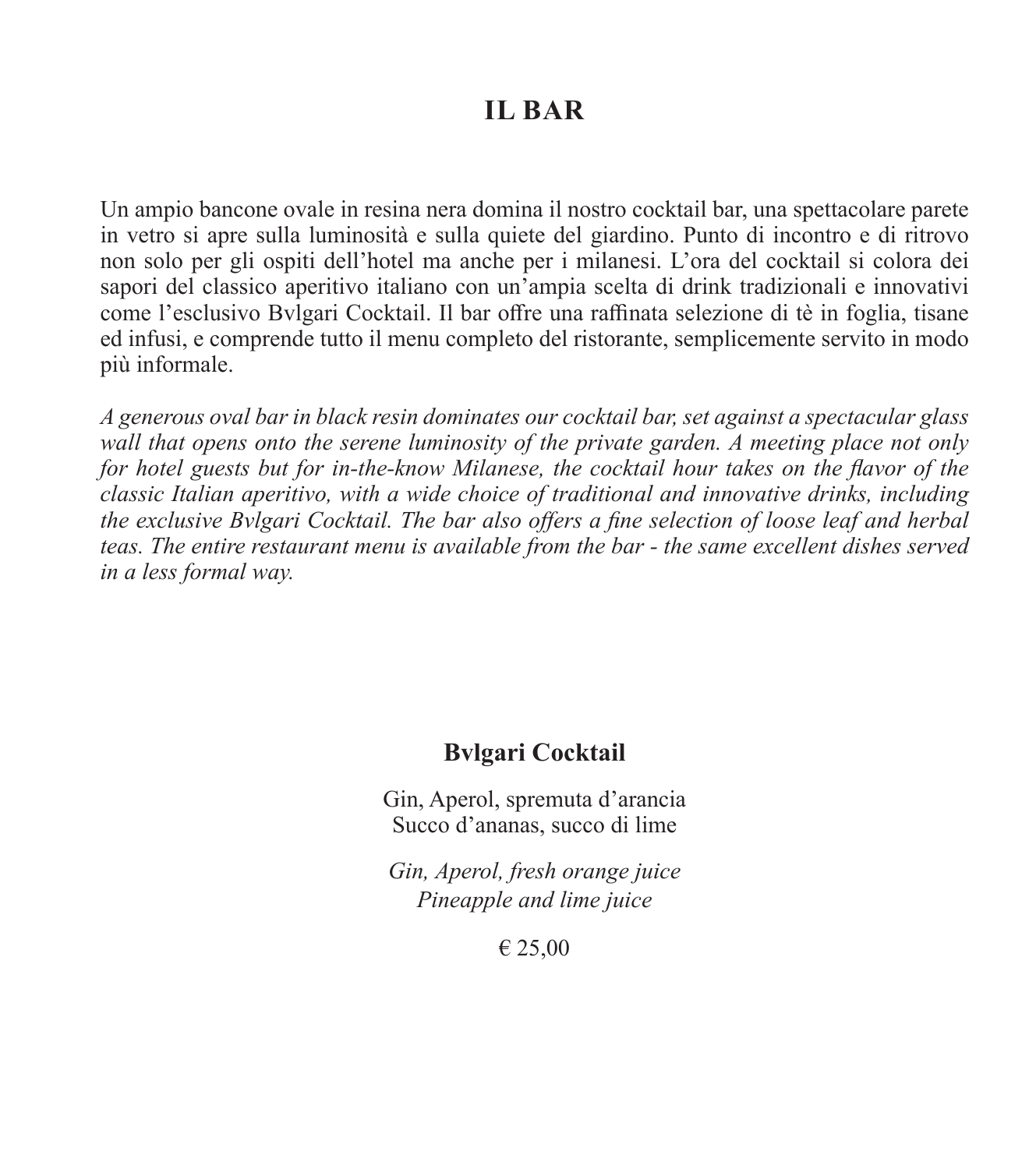# IL BAR

Un ampio bancone ovale in resina nera domina il nostro cocktail bar, una spettacolare parete in vetro si apre sulla luminosità e sulla quiete del giardino. Punto di incontro e di ritrovo non solo per gli ospiti dell'hotel ma anche per i milanesi. L'ora del cocktail si colora dei sapori del classico aperitivo italiano con un'ampia scelta di drink tradizionali e innovativi come l'esclusivo Bvlgari Cocktail. Il bar offre una raffinata selezione di tè in foglia, tisane ed infusi, e comprende tutto il menu completo del ristorante, semplicemente servito in modo più informale.

*A generous oval bar in black resin dominates our cocktail bar, set against a spectacular glass wall that opens onto the serene luminosity of the private garden. A meeting place not only for hotel guests but for in-the-know Milanese, the cocktail hour takes on the flavor of the classic Italian aperitivo, with a wide choice of traditional and innovative drinks, including the exclusive Bvlgari Cocktail. The bar also offers a fine selection of loose leaf and herbal teas. The entire restaurant menu is available from the bar - the same excellent dishes served in a less formal way.*

**Bvlgari Cocktail**

Gin, Aperol, spremuta d'arancia
Succo d'ananas, succo di lime

*Gin, Aperol, fresh orange juice*
*Pineapple and lime juice*

€ 25,00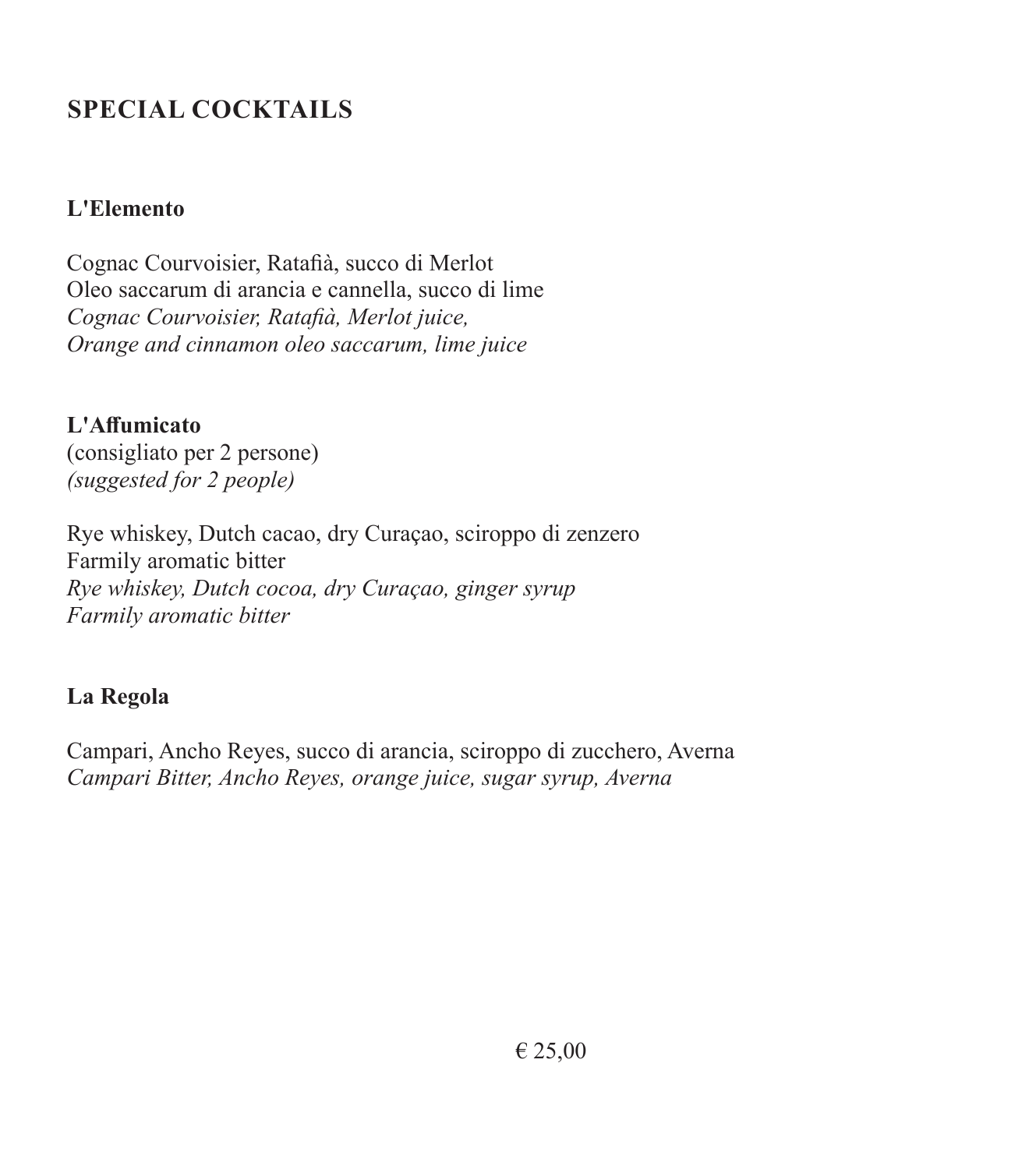## SPECIAL COCKTAILS

**L'Elemento**

Cognac Courvoisier, Ratafià, succo di Merlot
Oleo saccarum di arancia e cannella, succo di lime
*Cognac Courvoisier, Ratafià, Merlot juice,*
*Orange and cinnamon oleo saccarum, lime juice*

**L'Affumicato**
(consigliato per 2 persone)
*(suggested for 2 people)*

Rye whiskey, Dutch cacao, dry Curaçao, sciroppo di zenzero
Farmily aromatic bitter
*Rye whiskey, Dutch cocoa, dry Curaçao, ginger syrup*
*Farmily aromatic bitter*

**La Regola**

Campari, Ancho Reyes, succo di arancia, sciroppo di zucchero, Averna
*Campari Bitter, Ancho Reyes, orange juice, sugar syrup, Averna*

€ 25,00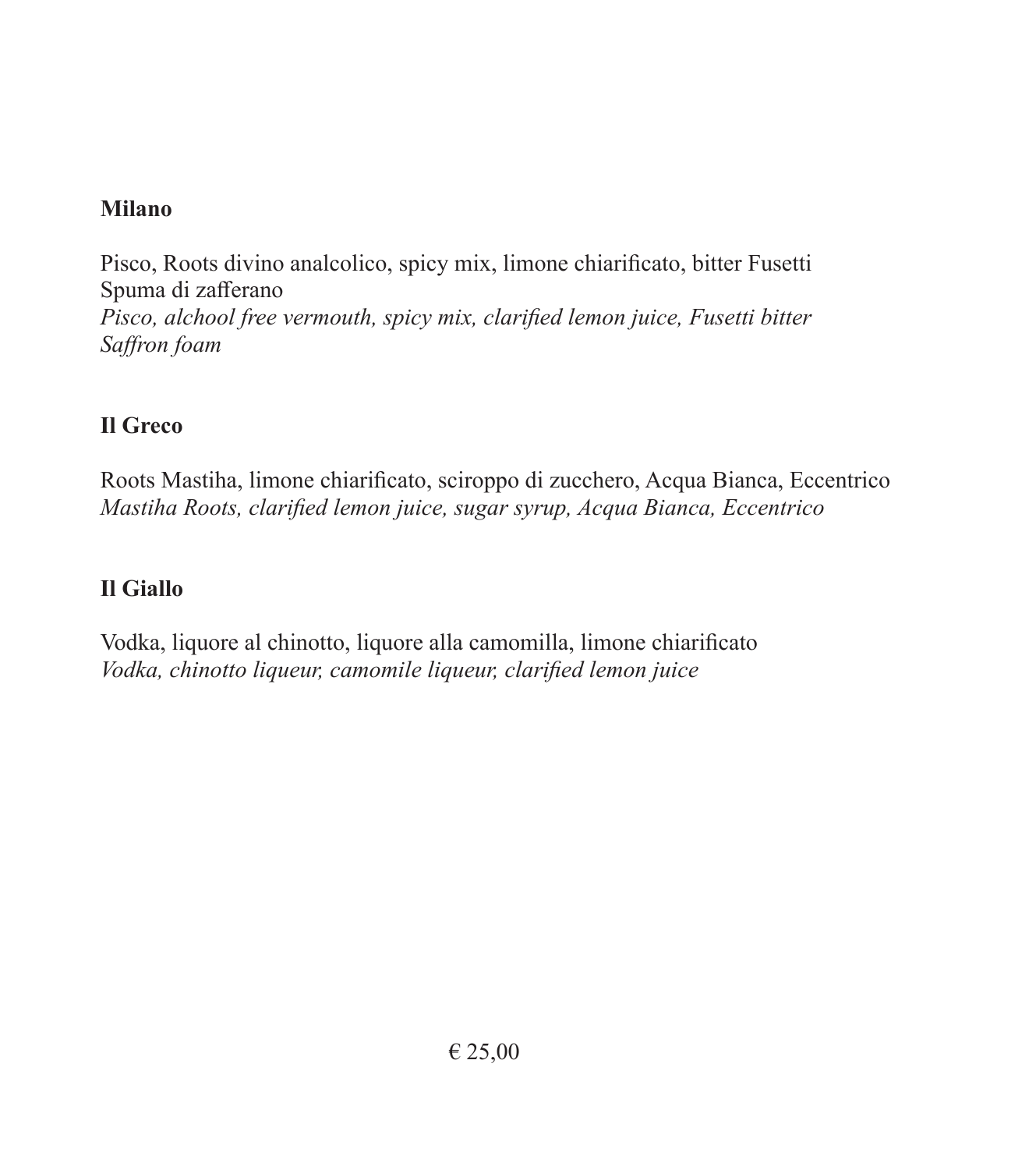**Milano**

Pisco, Roots divino analcolico, spicy mix, limone chiarificato, bitter Fusetti
Spuma di zafferano
*Pisco, alchool free vermouth, spicy mix, clarified lemon juice, Fusetti bitter*
*Saffron foam*

**Il Greco**

Roots Mastiha, limone chiarificato, sciroppo di zucchero, Acqua Bianca, Eccentrico
*Mastiha Roots, clarified lemon juice, sugar syrup, Acqua Bianca, Eccentrico*

**Il Giallo**

Vodka, liquore al chinotto, liquore alla camomilla, limone chiarificato
*Vodka, chinotto liqueur, camomile liqueur, clarified lemon juice*

€ 25,00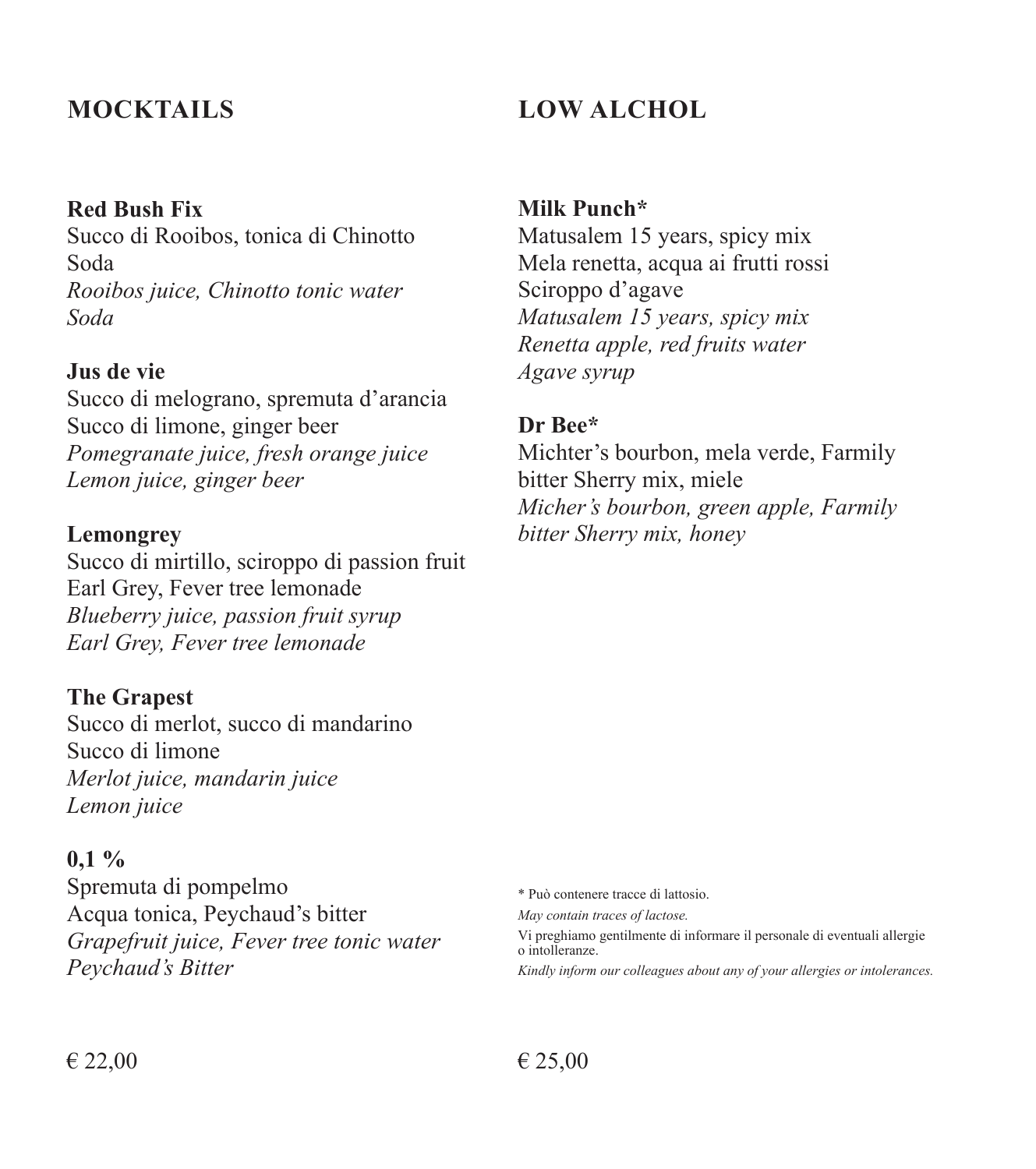## MOCKTAILS

**Red Bush Fix**
Succo di Rooibos, tonica di Chinotto
Soda
*Rooibos juice, Chinotto tonic water*
*Soda*

**Jus de vie**
Succo di melograno, spremuta d'arancia
Succo di limone, ginger beer
*Pomegranate juice, fresh orange juice*
*Lemon juice, ginger beer*

**Lemongrey**
Succo di mirtillo, sciroppo di passion fruit
Earl Grey, Fever tree lemonade
*Blueberry juice, passion fruit syrup*
*Earl Grey, Fever tree lemonade*

**The Grapest**
Succo di merlot, succo di mandarino
Succo di limone
*Merlot juice, mandarin juice*
*Lemon juice*

**0,1 %**
Spremuta di pompelmo
Acqua tonica, Peychaud's bitter
*Grapefruit juice, Fever tree tonic water*
*Peychaud's Bitter*

€ 22,00

## LOW ALCHOL

**Milk Punch***
Matusalem 15 years, spicy mix
Mela renetta, acqua ai frutti rossi
Sciroppo d'agave
*Matusalem 15 years, spicy mix*
*Renetta apple, red fruits water*
*Agave syrup*

**Dr Bee***
Michter's bourbon, mela verde, Farmily
bitter Sherry mix, miele
*Micher's bourbon, green apple, Farmily*
*bitter Sherry mix, honey*

* Può contenere tracce di lattosio.
*May contain traces of lactose.*
Vi preghiamo gentilmente di informare il personale di eventuali allergie o intolleranze.
*Kindly inform our colleagues about any of your allergies or intolerances.*

€ 25,00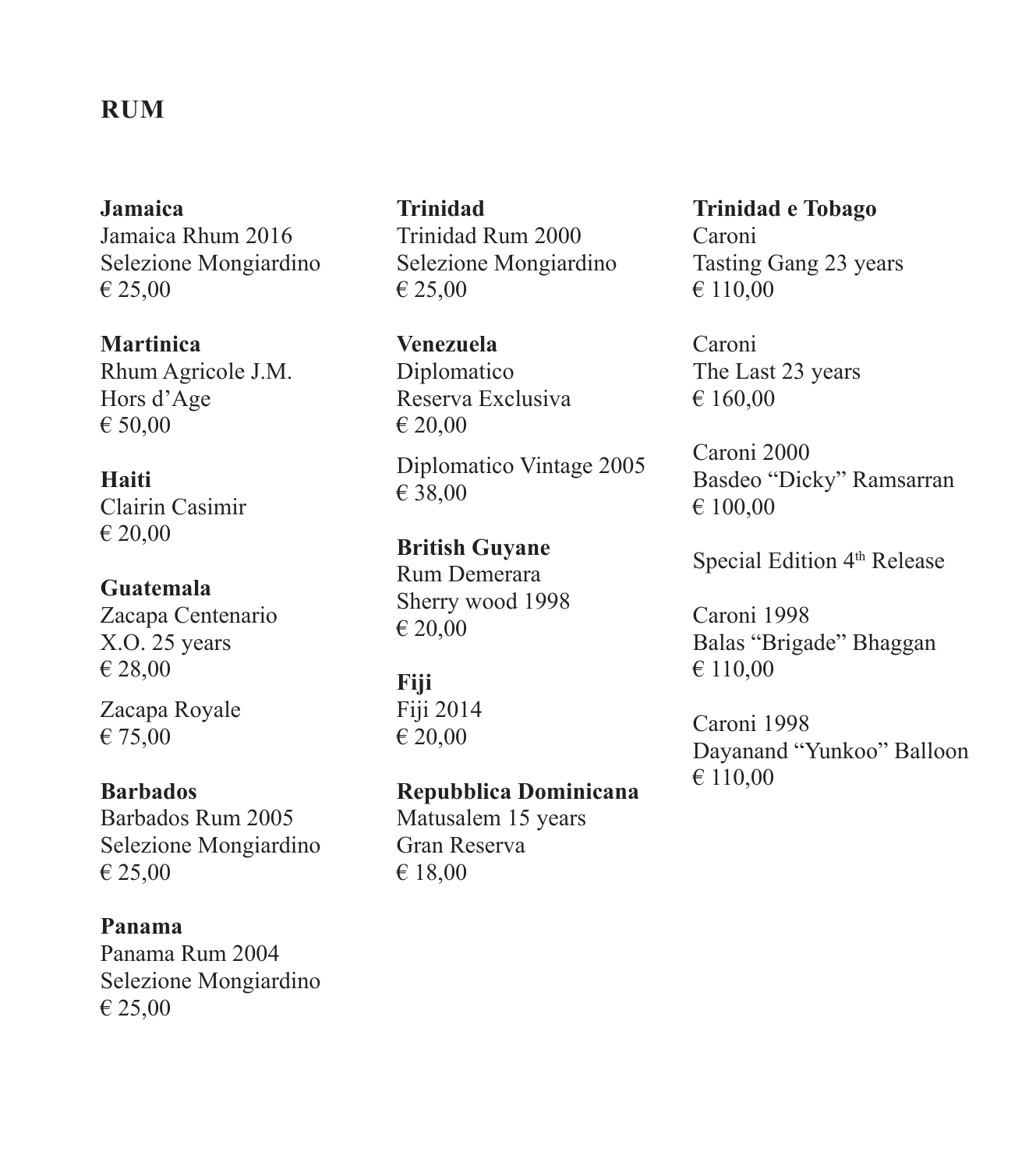# RUM

**Jamaica**
Jamaica Rhum 2016
Selezione Mongiardino
€ 25,00

**Martinica**
Rhum Agricole J.M.
Hors d'Age
€ 50,00

**Haiti**
Clairin Casimir
€ 20,00

**Guatemala**
Zacapa Centenario
X.O. 25 years
€ 28,00

Zacapa Royale
€ 75,00

**Barbados**
Barbados Rum 2005
Selezione Mongiardino
€ 25,00

**Panama**
Panama Rum 2004
Selezione Mongiardino
€ 25,00

**Trinidad**
Trinidad Rum 2000
Selezione Mongiardino
€ 25,00

**Venezuela**
Diplomatico
Reserva Exclusiva
€ 20,00

Diplomatico Vintage 2005
€ 38,00

**British Guyane**
Rum Demerara
Sherry wood 1998
€ 20,00

**Fiji**
Fiji 2014
€ 20,00

**Repubblica Dominicana**
Matusalem 15 years
Gran Reserva
€ 18,00

**Trinidad e Tobago**
Caroni
Tasting Gang 23 years
€ 110,00

Caroni
The Last 23 years
€ 160,00

Caroni 2000
Basdeo "Dicky" Ramsarran
€ 100,00

Special Edition 4th Release

Caroni 1998
Balas "Brigade" Bhaggan
€ 110,00

Caroni 1998
Dayanand "Yunkoo" Balloon
€ 110,00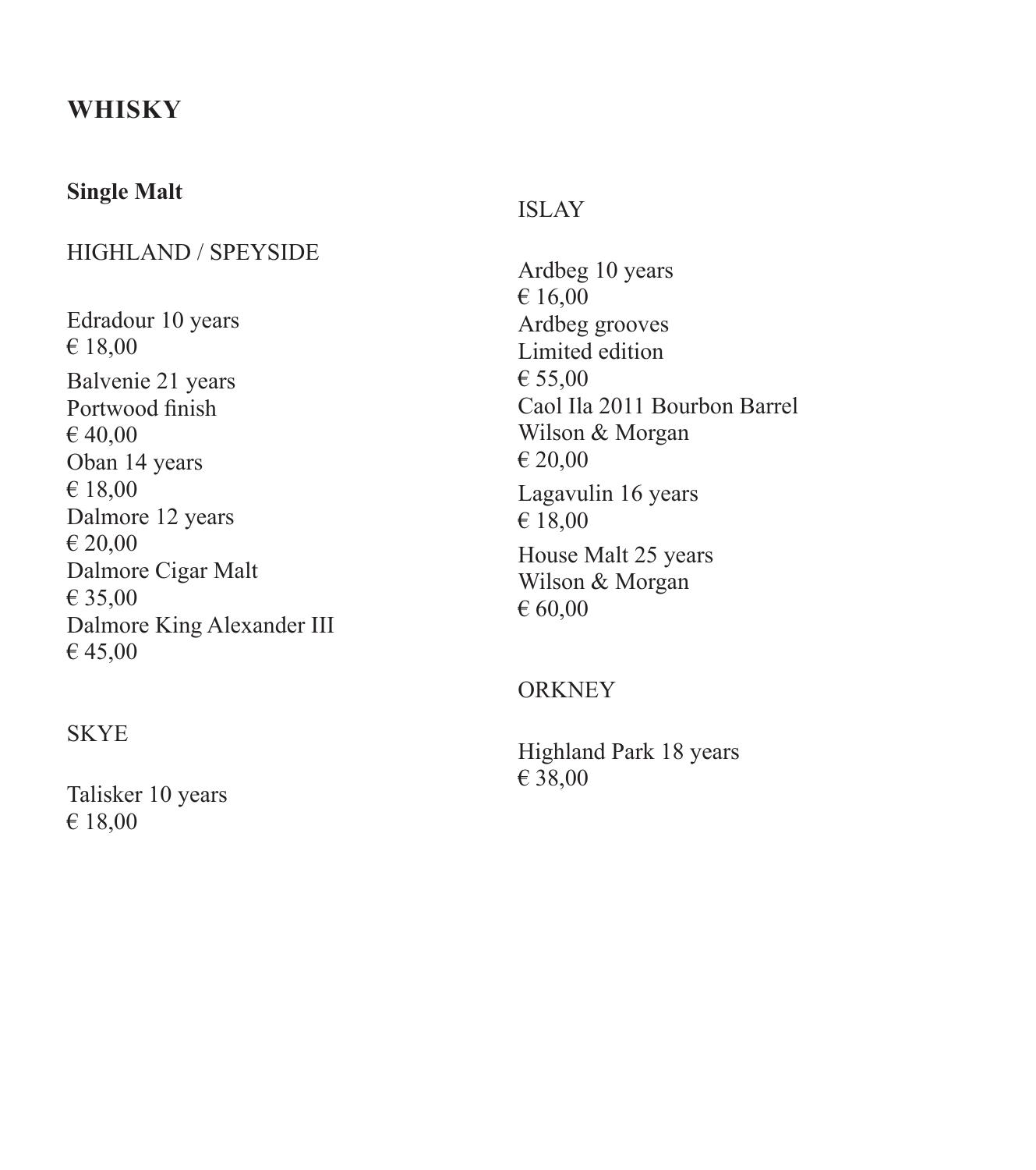# WHISKY

## Single Malt

### HIGHLAND / SPEYSIDE

Edradour 10 years
€ 18,00

Balvenie 21 years
Portwood finish
€ 40,00

Oban 14 years
€ 18,00

Dalmore 12 years
€ 20,00

Dalmore Cigar Malt
€ 35,00

Dalmore King Alexander III
€ 45,00

### SKYE

Talisker 10 years
€ 18,00

### ISLAY

Ardbeg 10 years
€ 16,00

Ardbeg grooves
Limited edition
€ 55,00

Caol Ila 2011 Bourbon Barrel
Wilson & Morgan
€ 20,00

Lagavulin 16 years
€ 18,00

House Malt 25 years
Wilson & Morgan
€ 60,00

### ORKNEY

Highland Park 18 years
€ 38,00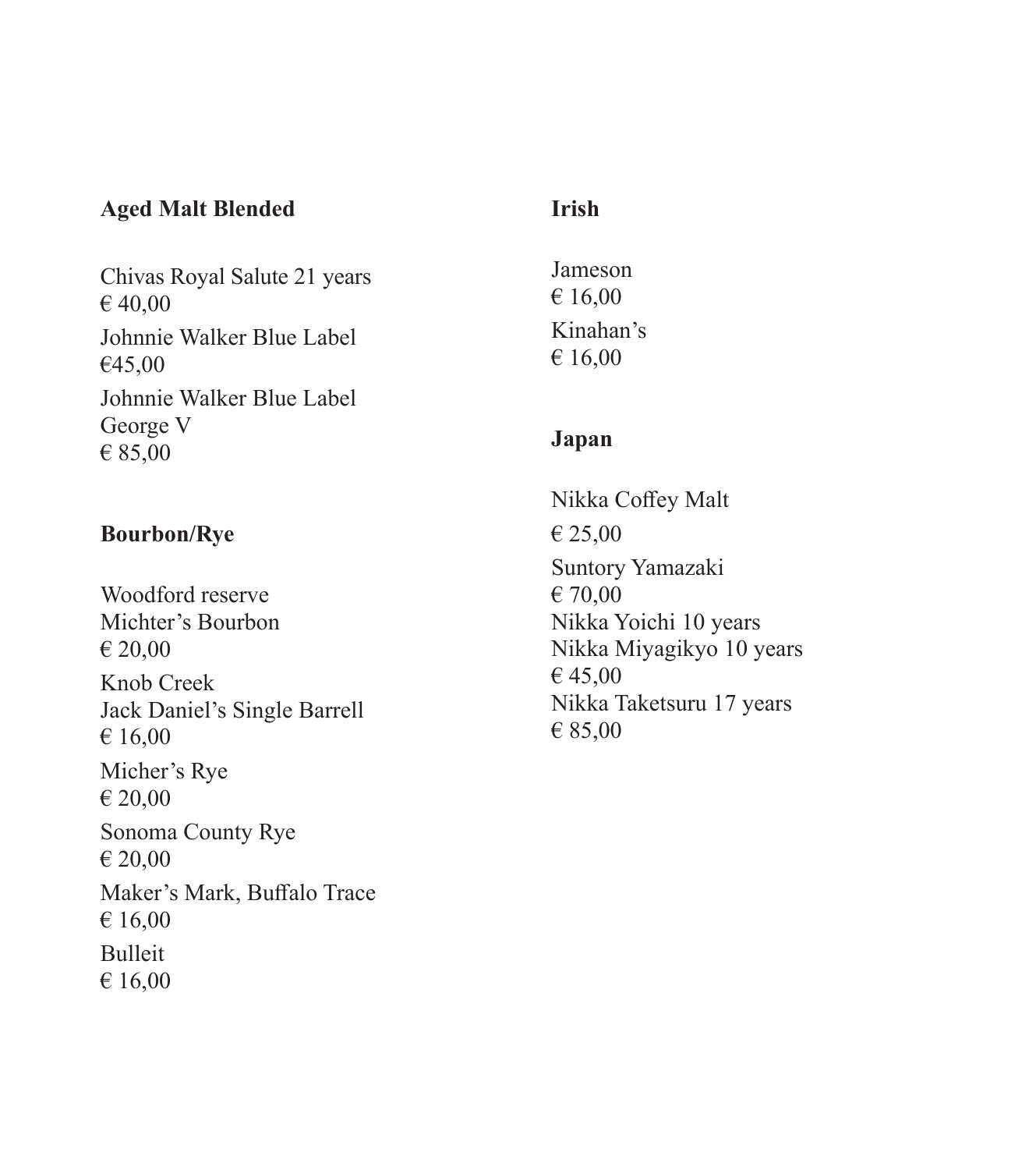## Aged Malt Blended

Chivas Royal Salute 21 years
€ 40,00

Johnnie Walker Blue Label
€45,00

Johnnie Walker Blue Label
George V
€ 85,00

## Bourbon/Rye

Woodford reserve
Michter's Bourbon
€ 20,00

Knob Creek
Jack Daniel's Single Barrell
€ 16,00

Micher's Rye
€ 20,00

Sonoma County Rye
€ 20,00

Maker's Mark, Buffalo Trace
€ 16,00

Bulleit
€ 16,00

## Irish

Jameson
€ 16,00

Kinahan's
€ 16,00

## Japan

Nikka Coffey Malt
€ 25,00

Suntory Yamazaki
€ 70,00

Nikka Yoichi 10 years
Nikka Miyagikyo 10 years
€ 45,00

Nikka Taketsuru 17 years
€ 85,00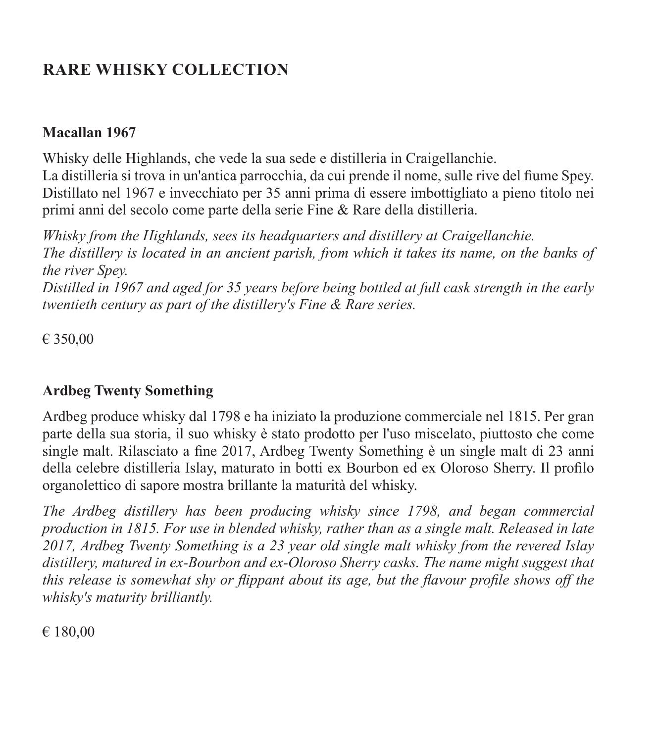## RARE WHISKY COLLECTION

### Macallan 1967

Whisky delle Highlands, che vede la sua sede e distilleria in Craigellanchie.
La distilleria si trova in un'antica parrocchia, da cui prende il nome, sulle rive del fiume Spey.
Distillato nel 1967 e invecchiato per 35 anni prima di essere imbottigliato a pieno titolo nei primi anni del secolo come parte della serie Fine & Rare della distilleria.

*Whisky from the Highlands, sees its headquarters and distillery at Craigellanchie.*
*The distillery is located in an ancient parish, from which it takes its name, on the banks of the river Spey.*
*Distilled in 1967 and aged for 35 years before being bottled at full cask strength in the early twentieth century as part of the distillery's Fine & Rare series.*

€ 350,00

### Ardbeg Twenty Something

Ardbeg produce whisky dal 1798 e ha iniziato la produzione commerciale nel 1815. Per gran parte della sua storia, il suo whisky è stato prodotto per l'uso miscelato, piuttosto che come single malt. Rilasciato a fine 2017, Ardbeg Twenty Something è un single malt di 23 anni della celebre distilleria Islay, maturato in botti ex Bourbon ed ex Oloroso Sherry. Il profilo organolettico di sapore mostra brillante la maturità del whisky.

*The Ardbeg distillery has been producing whisky since 1798, and began commercial production in 1815. For use in blended whisky, rather than as a single malt. Released in late 2017, Ardbeg Twenty Something is a 23 year old single malt whisky from the revered Islay distillery, matured in ex-Bourbon and ex-Oloroso Sherry casks. The name might suggest that this release is somewhat shy or flippant about its age, but the flavour profile shows off the whisky's maturity brilliantly.*

€ 180,00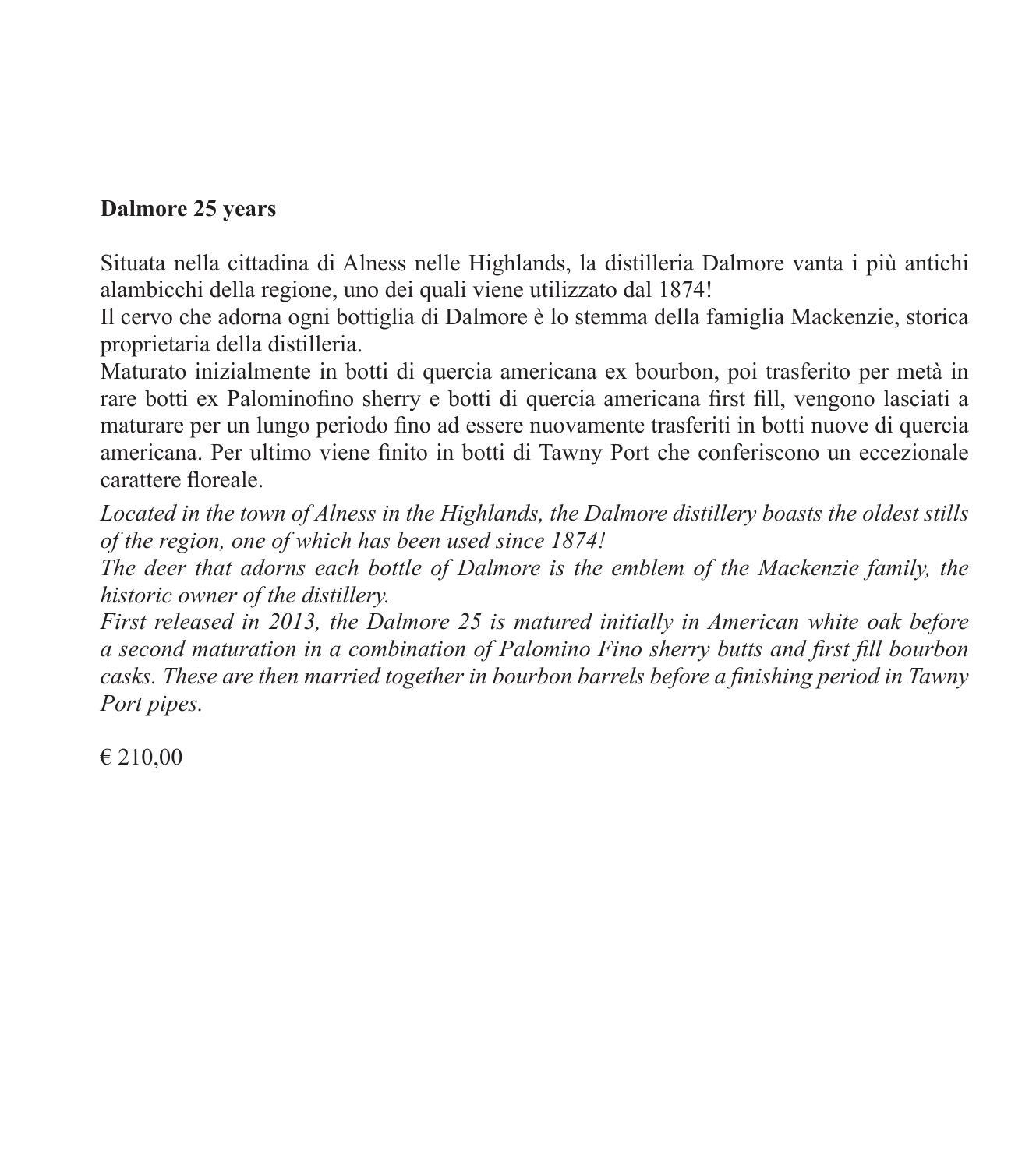**Dalmore 25 years**

Situata nella cittadina di Alness nelle Highlands, la distilleria Dalmore vanta i più antichi alambicchi della regione, uno dei quali viene utilizzato dal 1874!
Il cervo che adorna ogni bottiglia di Dalmore è lo stemma della famiglia Mackenzie, storica proprietaria della distilleria.
Maturato inizialmente in botti di quercia americana ex bourbon, poi trasferito per metà in rare botti ex Palominofino sherry e botti di quercia americana first fill, vengono lasciati a maturare per un lungo periodo fino ad essere nuovamente trasferiti in botti nuove di quercia americana. Per ultimo viene finito in botti di Tawny Port che conferiscono un eccezionale carattere floreale.

*Located in the town of Alness in the Highlands, the Dalmore distillery boasts the oldest stills of the region, one of which has been used since 1874!*
*The deer that adorns each bottle of Dalmore is the emblem of the Mackenzie family, the historic owner of the distillery.*
*First released in 2013, the Dalmore 25 is matured initially in American white oak before a second maturation in a combination of Palomino Fino sherry butts and first fill bourbon casks. These are then married together in bourbon barrels before a finishing period in Tawny Port pipes.*

€ 210,00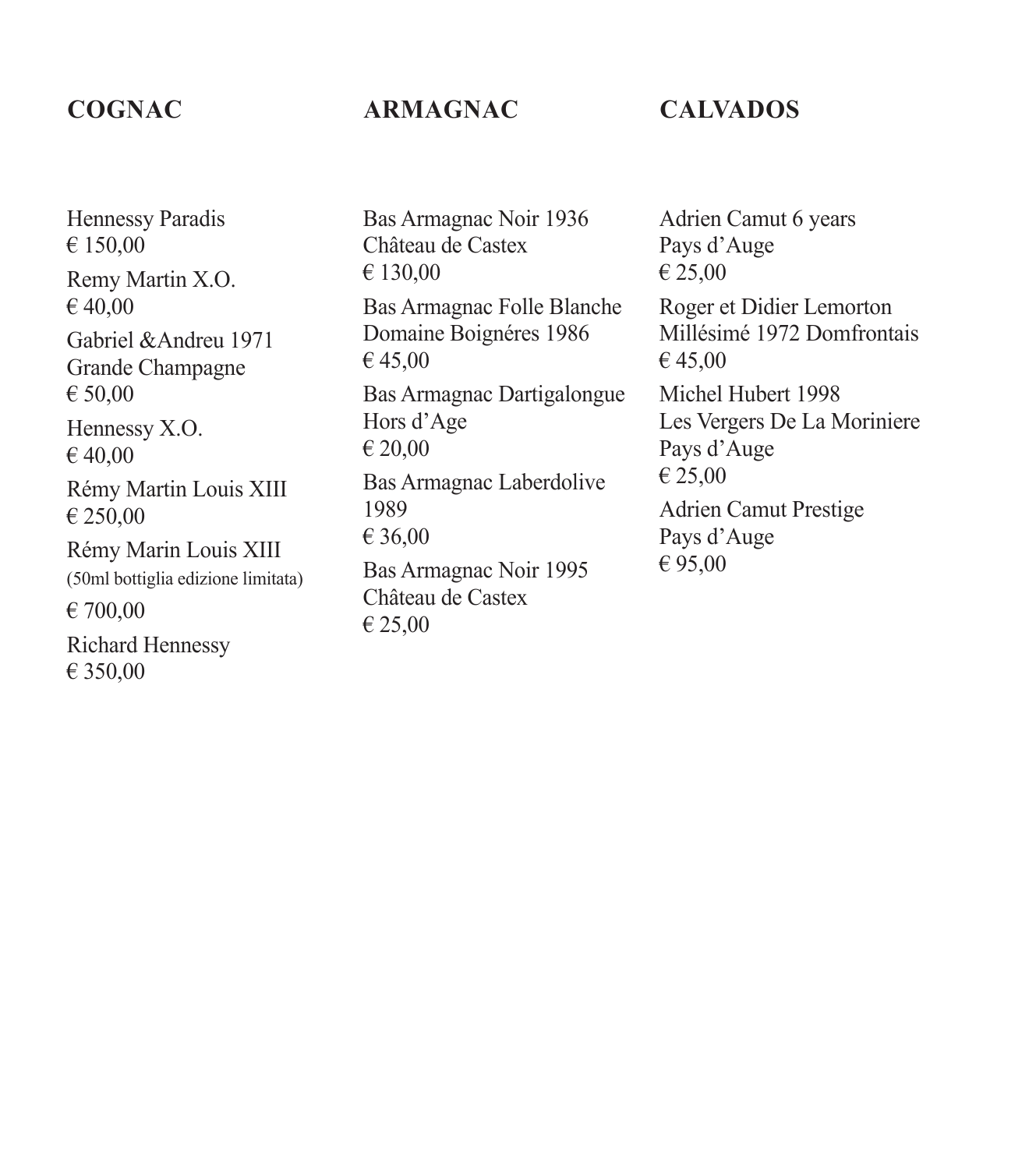## COGNAC

Hennessy Paradis
€ 150,00

Remy Martin X.O.
€ 40,00

Gabriel &Andreu 1971
Grande Champagne
€ 50,00

Hennessy X.O.
€ 40,00

Rémy Martin Louis XIII
€ 250,00

Rémy Marin Louis XIII
(50ml bottiglia edizione limitata)
€ 700,00

Richard Hennessy
€ 350,00

## ARMAGNAC

Bas Armagnac Noir 1936
Château de Castex
€ 130,00

Bas Armagnac Folle Blanche
Domaine Boignéres 1986
€ 45,00

Bas Armagnac Dartigalongue
Hors d'Age
€ 20,00

Bas Armagnac Laberdolive
1989
€ 36,00

Bas Armagnac Noir 1995
Château de Castex
€ 25,00

## CALVADOS

Adrien Camut 6 years
Pays d'Auge
€ 25,00

Roger et Didier Lemorton
Millésimé 1972 Domfrontais
€ 45,00

Michel Hubert 1998
Les Vergers De La Moriniere
Pays d'Auge
€ 25,00

Adrien Camut Prestige
Pays d'Auge
€ 95,00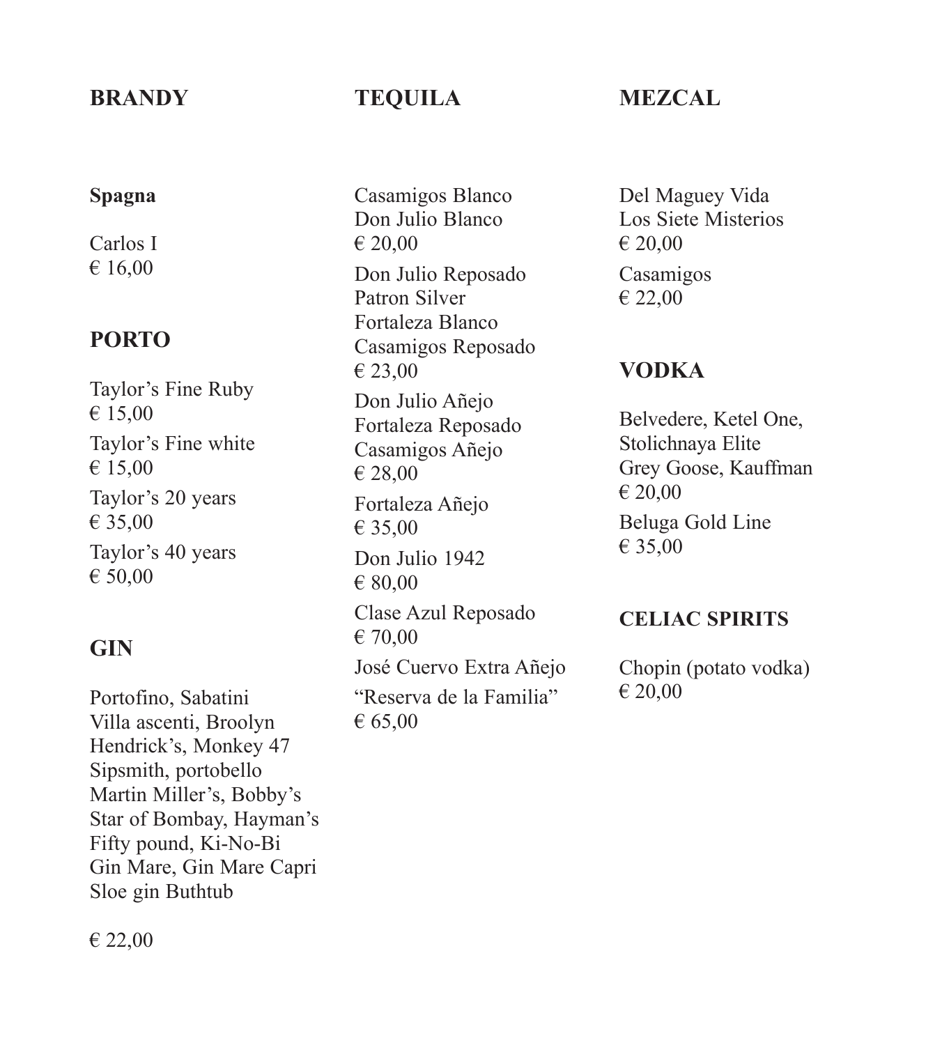## BRANDY

**Spagna**

Carlos I
€ 16,00

## PORTO

Taylor's Fine Ruby
€ 15,00

Taylor's Fine white
€ 15,00

Taylor's 20 years
€ 35,00

Taylor's 40 years
€ 50,00

## GIN

Portofino, Sabatini
Villa ascenti, Broolyn
Hendrick's, Monkey 47
Sipsmith, portobello
Martin Miller's, Bobby's
Star of Bombay, Hayman's
Fifty pound, Ki-No-Bi
Gin Mare, Gin Mare Capri
Sloe gin Buthtub

€ 22,00

## TEQUILA

Casamigos Blanco
Don Julio Blanco
€ 20,00

Don Julio Reposado
Patron Silver
Fortaleza Blanco
Casamigos Reposado
€ 23,00

Don Julio Añejo
Fortaleza Reposado
Casamigos Añejo
€ 28,00

Fortaleza Añejo
€ 35,00

Don Julio 1942
€ 80,00

Clase Azul Reposado
€ 70,00

José Cuervo Extra Añejo
"Reserva de la Familia"
€ 65,00

## MEZCAL

Del Maguey Vida
Los Siete Misterios
€ 20,00

Casamigos
€ 22,00

## VODKA

Belvedere, Ketel One,
Stolichnaya Elite
Grey Goose, Kauffman
€ 20,00

Beluga Gold Line
€ 35,00

## CELIAC SPIRITS

Chopin (potato vodka)
€ 20,00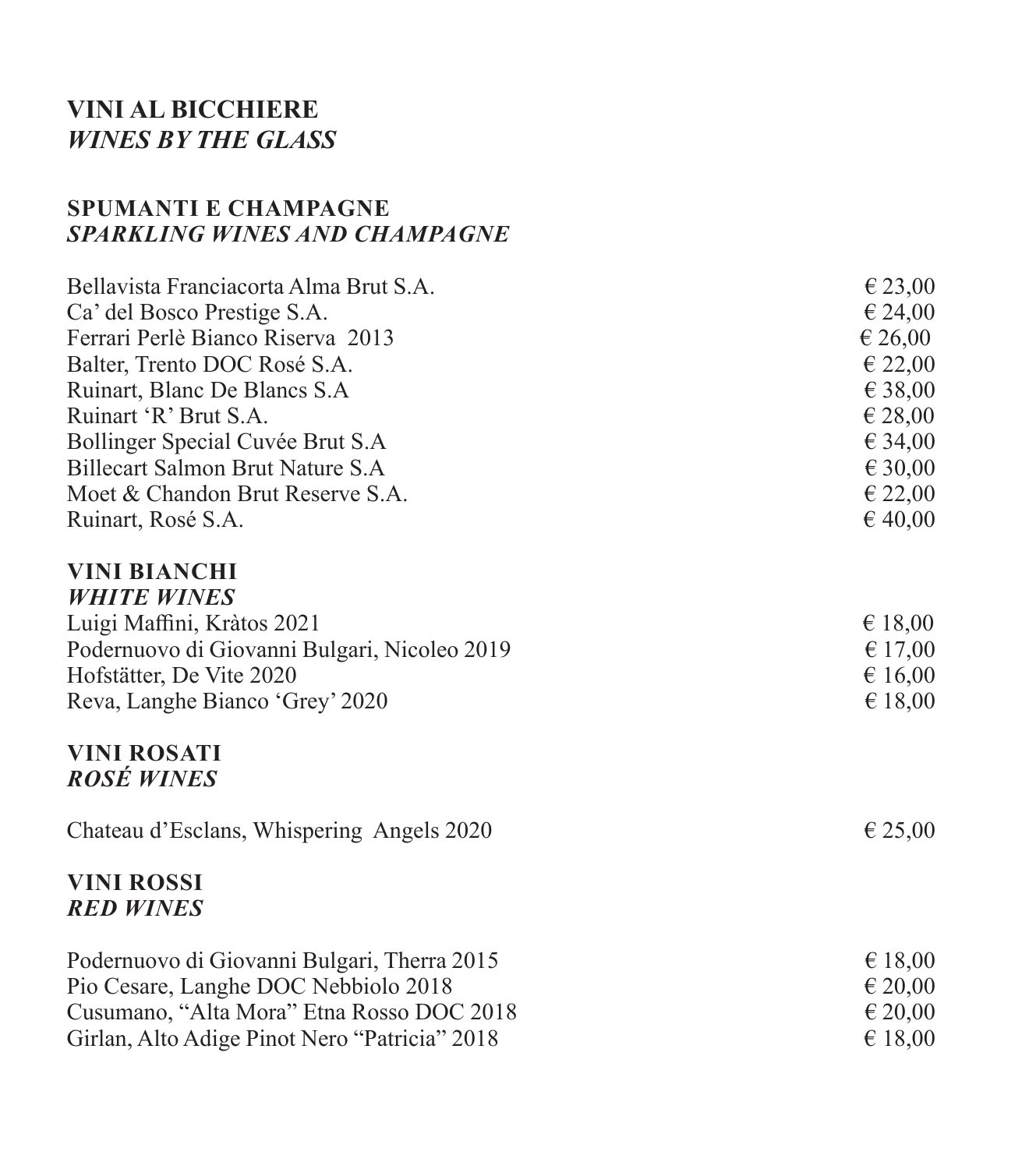# **VINI AL BICCHIERE**
# ***WINES BY THE GLASS***

## **SPUMANTI E CHAMPAGNE**
## ***SPARKLING WINES AND CHAMPAGNE***

| | |
|---|---|
| Bellavista Franciacorta Alma Brut S.A. | € 23,00 |
| Ca' del Bosco Prestige S.A. | € 24,00 |
| Ferrari Perlè Bianco Riserva 2013 | € 26,00 |
| Balter, Trento DOC Rosé S.A. | € 22,00 |
| Ruinart, Blanc De Blancs S.A | € 38,00 |
| Ruinart 'R' Brut S.A. | € 28,00 |
| Bollinger Special Cuvée Brut S.A | € 34,00 |
| Billecart Salmon Brut Nature S.A | € 30,00 |
| Moet & Chandon Brut Reserve S.A. | € 22,00 |
| Ruinart, Rosé S.A. | € 40,00 |

## **VINI BIANCHI**
## ***WHITE WINES***

| | |
|---|---|
| Luigi Maffini, Kràtos 2021 | € 18,00 |
| Podernuovo di Giovanni Bulgari, Nicoleo 2019 | € 17,00 |
| Hofstätter, De Vite 2020 | € 16,00 |
| Reva, Langhe Bianco 'Grey' 2020 | € 18,00 |

## **VINI ROSATI**
## ***ROSÉ WINES***

| | |
|---|---|
| Chateau d'Esclans, Whispering Angels 2020 | € 25,00 |

## **VINI ROSSI**
## ***RED WINES***

| | |
|---|---|
| Podernuovo di Giovanni Bulgari, Therra 2015 | € 18,00 |
| Pio Cesare, Langhe DOC Nebbiolo 2018 | € 20,00 |
| Cusumano, "Alta Mora" Etna Rosso DOC 2018 | € 20,00 |
| Girlan, Alto Adige Pinot Nero "Patricia" 2018 | € 18,00 |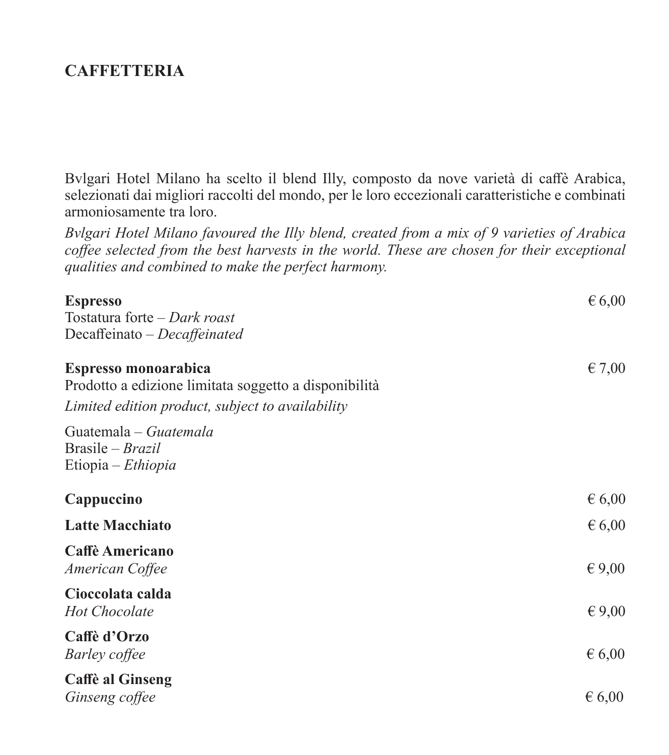## CAFFETTERIA

Bvlgari Hotel Milano ha scelto il blend Illy, composto da nove varietà di caffè Arabica, selezionati dai migliori raccolti del mondo, per le loro eccezionali caratteristiche e combinati armoniosamente tra loro.

*Bvlgari Hotel Milano favoured the Illy blend, created from a mix of 9 varieties of Arabica coffee selected from the best harvests in the world. These are chosen for their exceptional qualities and combined to make the perfect harmony.*

**Espresso** € 6,00
Tostatura forte – *Dark roast*
Decaffeinato – *Decaffeinated*

**Espresso monoarabica** € 7,00
Prodotto a edizione limitata soggetto a disponibilità
*Limited edition product, subject to availability*

Guatemala – *Guatemala*
Brasile – *Brazil*
Etiopia – *Ethiopia*

**Cappuccino** € 6,00

**Latte Macchiato** € 6,00

**Caffè Americano**
*American Coffee* € 9,00

**Cioccolata calda**
*Hot Chocolate* € 9,00

**Caffè d'Orzo**
*Barley coffee* € 6,00

**Caffè al Ginseng**
*Ginseng coffee* € 6,00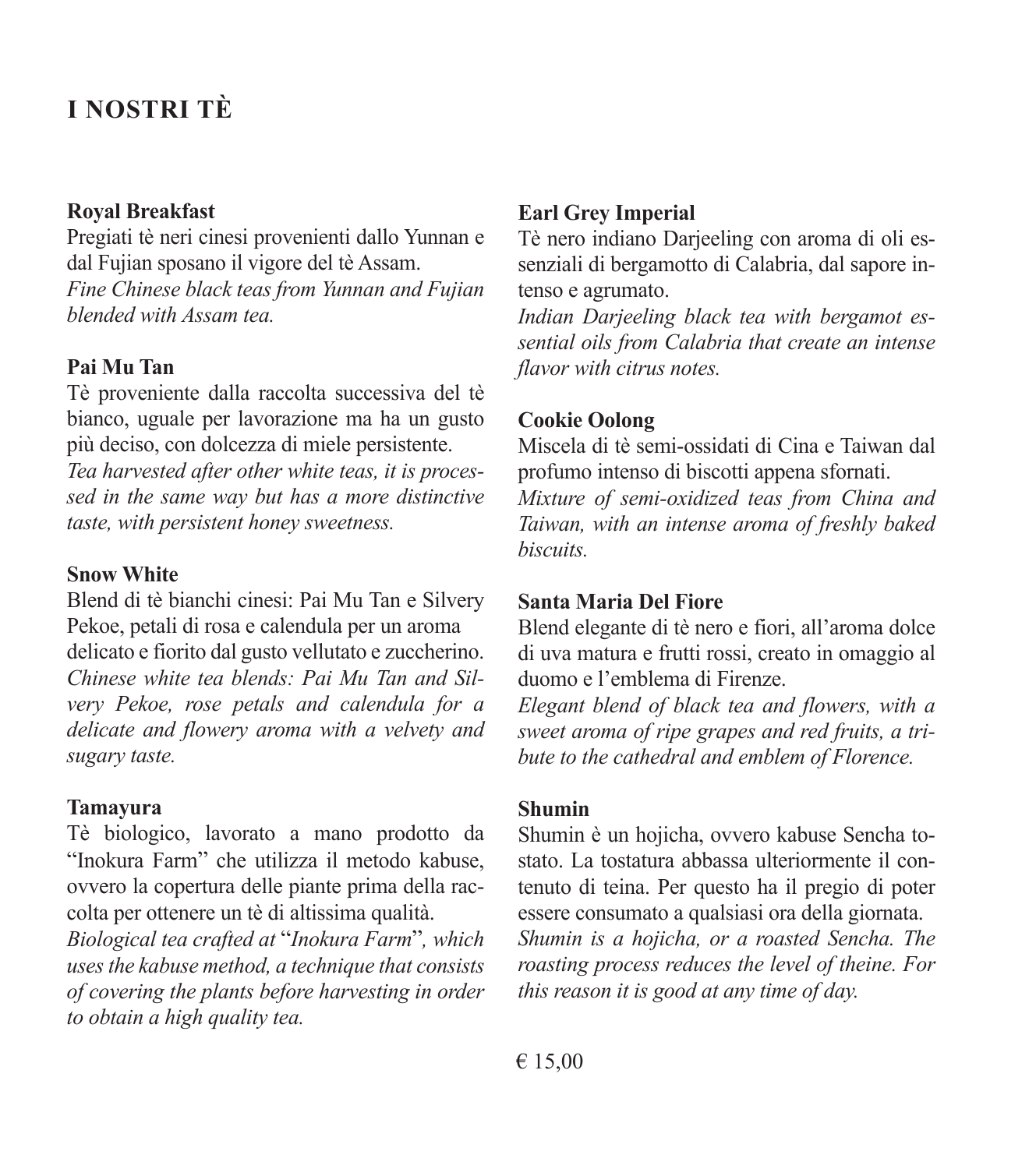# I NOSTRI TÈ

**Royal Breakfast**
Pregiati tè neri cinesi provenienti dallo Yunnan e dal Fujian sposano il vigore del tè Assam.
*Fine Chinese black teas from Yunnan and Fujian blended with Assam tea.*

**Pai Mu Tan**
Tè proveniente dalla raccolta successiva del tè bianco, uguale per lavorazione ma ha un gusto più deciso, con dolcezza di miele persistente.
*Tea harvested after other white teas, it is processed in the same way but has a more distinctive taste, with persistent honey sweetness.*

**Snow White**
Blend di tè bianchi cinesi: Pai Mu Tan e Silvery Pekoe, petali di rosa e calendula per un aroma delicato e fiorito dal gusto vellutato e zuccherino.
*Chinese white tea blends: Pai Mu Tan and Silvery Pekoe, rose petals and calendula for a delicate and flowery aroma with a velvety and sugary taste.*

**Tamayura**
Tè biologico, lavorato a mano prodotto da "Inokura Farm" che utilizza il metodo kabuse, ovvero la copertura delle piante prima della raccolta per ottenere un tè di altissima qualità.
*Biological tea crafted at* "*Inokura Farm*"*, which uses the kabuse method, a technique that consists of covering the plants before harvesting in order to obtain a high quality tea.*

**Earl Grey Imperial**
Tè nero indiano Darjeeling con aroma di oli essenziali di bergamotto di Calabria, dal sapore intenso e agrumato.
*Indian Darjeeling black tea with bergamot essential oils from Calabria that create an intense flavor with citrus notes.*

**Cookie Oolong**
Miscela di tè semi-ossidati di Cina e Taiwan dal profumo intenso di biscotti appena sfornati.
*Mixture of semi-oxidized teas from China and Taiwan, with an intense aroma of freshly baked biscuits.*

**Santa Maria Del Fiore**
Blend elegante di tè nero e fiori, all'aroma dolce di uva matura e frutti rossi, creato in omaggio al duomo e l'emblema di Firenze.
*Elegant blend of black tea and flowers, with a sweet aroma of ripe grapes and red fruits, a tribute to the cathedral and emblem of Florence.*

**Shumin**
Shumin è un hojicha, ovvero kabuse Sencha tostato. La tostatura abbassa ulteriormente il contenuto di teina. Per questo ha il pregio di poter essere consumato a qualsiasi ora della giornata.
*Shumin is a hojicha, or a roasted Sencha. The roasting process reduces the level of theine. For this reason it is good at any time of day.*

€ 15,00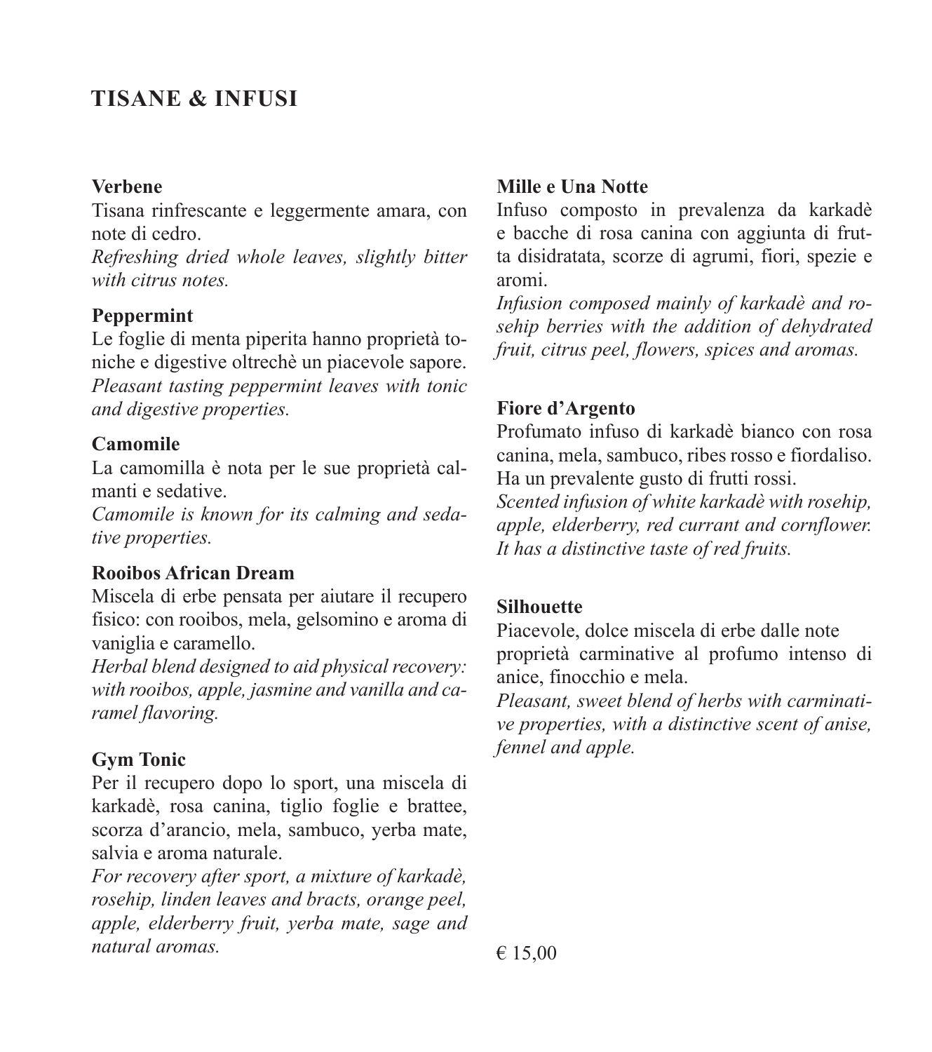## TISANE & INFUSI

**Verbene**
Tisana rinfrescante e leggermente amara, con note di cedro.
*Refreshing dried whole leaves, slightly bitter with citrus notes.*

**Peppermint**
Le foglie di menta piperita hanno proprietà toniche e digestive oltrechè un piacevole sapore.
*Pleasant tasting peppermint leaves with tonic and digestive properties.*

**Camomile**
La camomilla è nota per le sue proprietà calmanti e sedative.
*Camomile is known for its calming and sedative properties.*

**Rooibos African Dream**
Miscela di erbe pensata per aiutare il recupero fisico: con rooibos, mela, gelsomino e aroma di vaniglia e caramello.
*Herbal blend designed to aid physical recovery: with rooibos, apple, jasmine and vanilla and caramel flavoring.*

**Gym Tonic**
Per il recupero dopo lo sport, una miscela di karkadè, rosa canina, tiglio foglie e brattee, scorza d'arancio, mela, sambuco, yerba mate, salvia e aroma naturale.
*For recovery after sport, a mixture of karkadè, rosehip, linden leaves and bracts, orange peel, apple, elderberry fruit, yerba mate, sage and natural aromas.*

**Mille e Una Notte**
Infuso composto in prevalenza da karkadè e bacche di rosa canina con aggiunta di frutta disidratata, scorze di agrumi, fiori, spezie e aromi.
*Infusion composed mainly of karkadè and rosehip berries with the addition of dehydrated fruit, citrus peel, flowers, spices and aromas.*

**Fiore d'Argento**
Profumato infuso di karkadè bianco con rosa canina, mela, sambuco, ribes rosso e fiordaliso. Ha un prevalente gusto di frutti rossi.
*Scented infusion of white karkadè with rosehip, apple, elderberry, red currant and cornflower. It has a distinctive taste of red fruits.*

**Silhouette**
Piacevole, dolce miscela di erbe dalle note proprietà carminative al profumo intenso di anice, finocchio e mela.
*Pleasant, sweet blend of herbs with carminative properties, with a distinctive scent of anise, fennel and apple.*

€ 15,00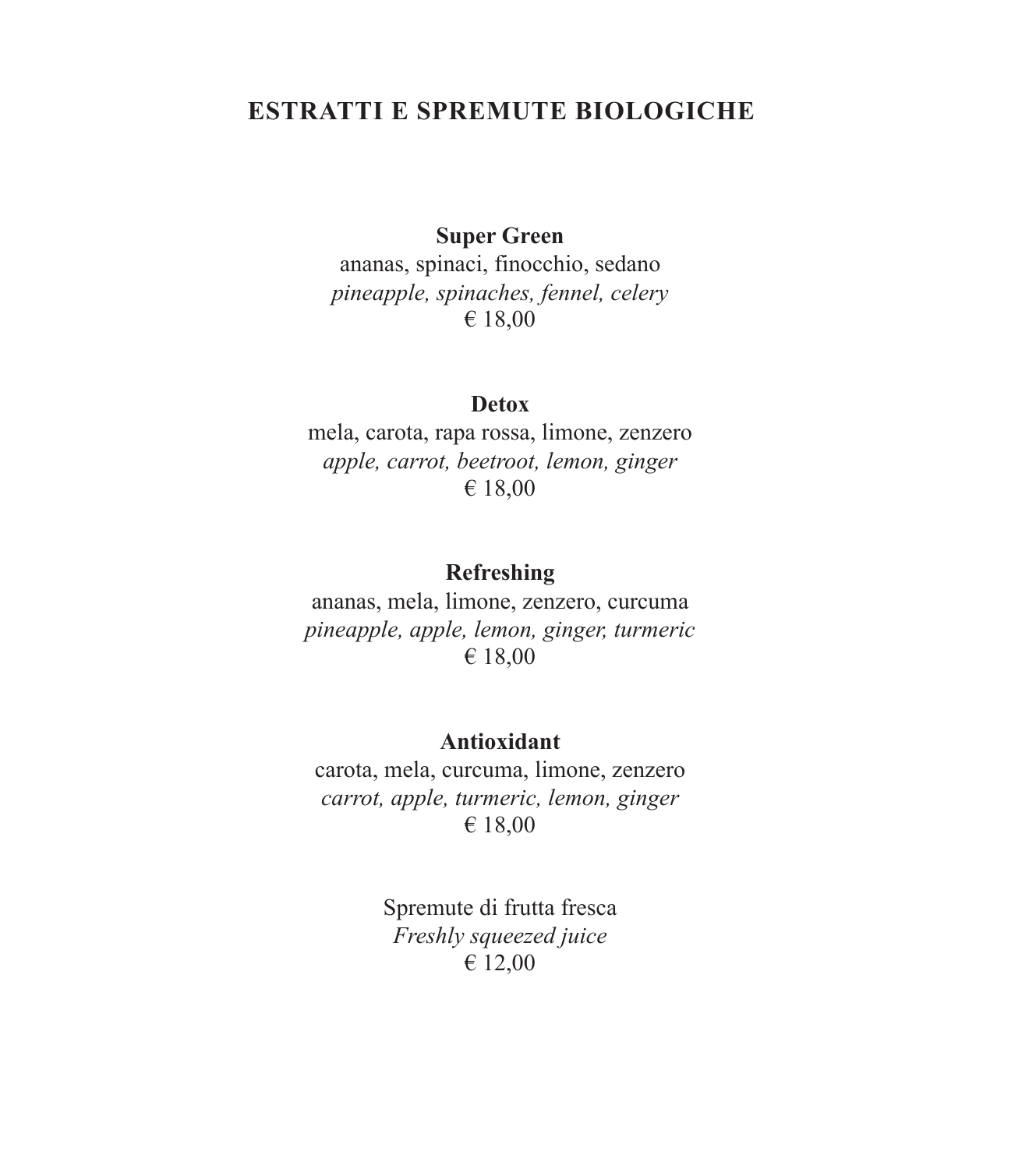## ESTRATTI E SPREMUTE BIOLOGICHE

**Super Green**
ananas, spinaci, finocchio, sedano
*pineapple, spinaches, fennel, celery*
€ 18,00

**Detox**
mela, carota, rapa rossa, limone, zenzero
*apple, carrot, beetroot, lemon, ginger*
€ 18,00

**Refreshing**
ananas, mela, limone, zenzero, curcuma
*pineapple, apple, lemon, ginger, turmeric*
€ 18,00

**Antioxidant**
carota, mela, curcuma, limone, zenzero
*carrot, apple, turmeric, lemon, ginger*
€ 18,00

Spremute di frutta fresca
*Freshly squeezed juice*
€ 12,00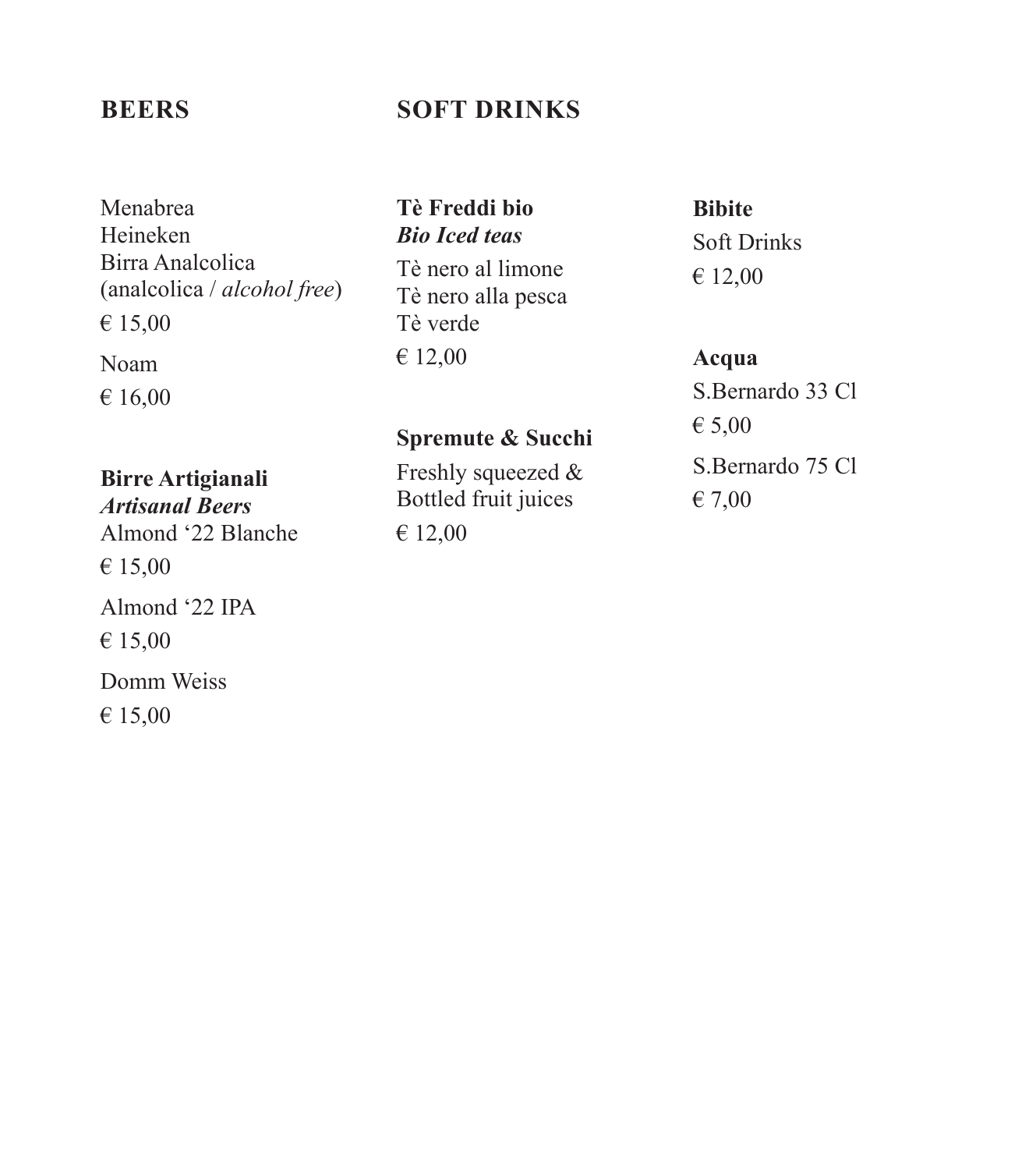## BEERS

Menabrea
Heineken
Birra Analcolica
(analcolica / *alcohol free*)

€ 15,00

Noam

€ 16,00

**Birre Artigianali**
***Artisanal Beers***

Almond '22 Blanche

€ 15,00

Almond '22 IPA

€ 15,00

Domm Weiss

€ 15,00

## SOFT DRINKS

**Tè Freddi bio**
***Bio Iced teas***

Tè nero al limone
Tè nero alla pesca
Tè verde

€ 12,00

**Spremute & Succhi**

Freshly squeezed &
Bottled fruit juices

€ 12,00

**Bibite**

Soft Drinks

€ 12,00

**Acqua**

S.Bernardo 33 Cl

€ 5,00

S.Bernardo 75 Cl

€ 7,00